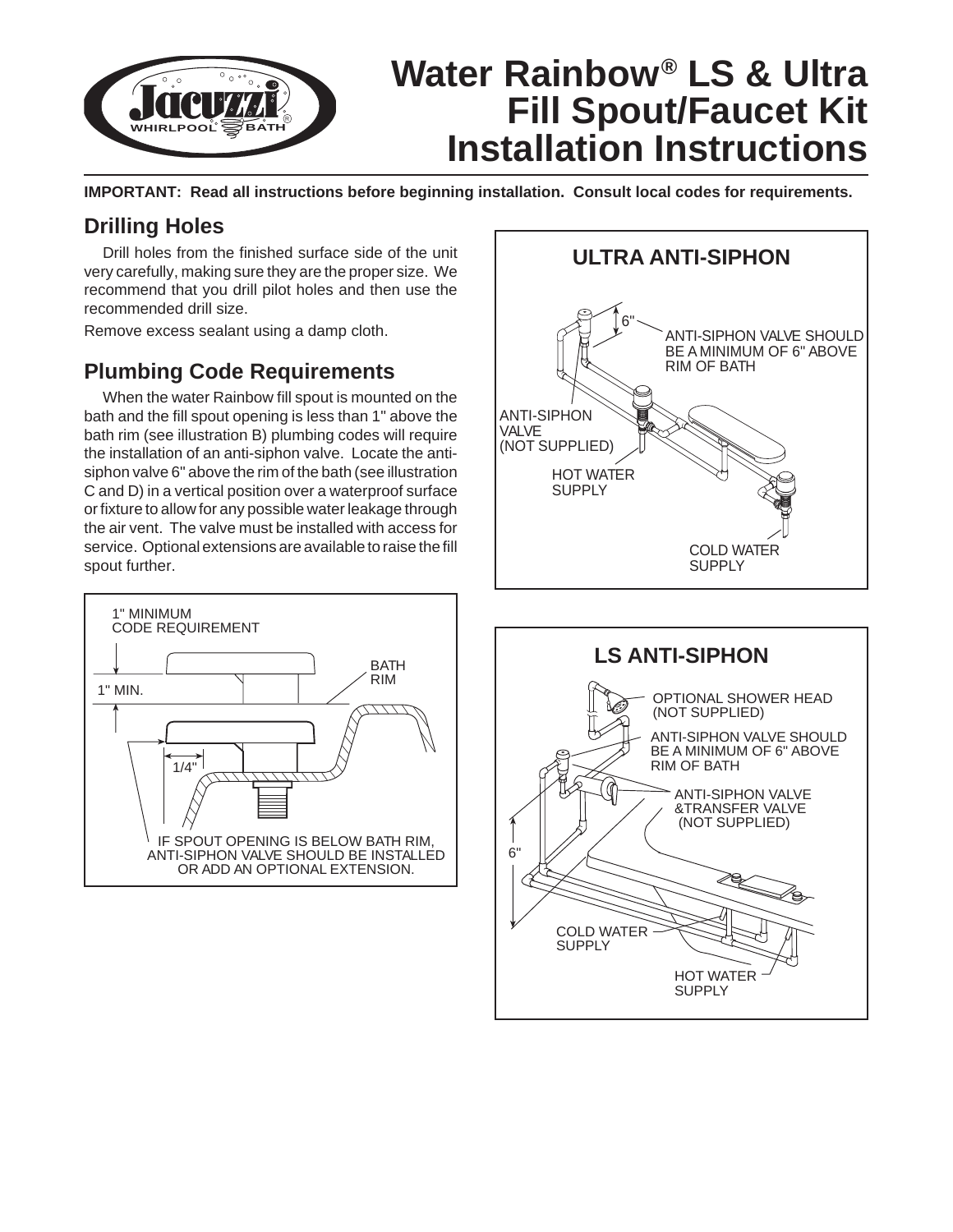# Water Rainbow® LS & Ultra Fill Spout/Faucet Kit Installation Instructions

**IMPORTANT: Read all instructions before beginning installation. Consult local codes for requirements.**

## Drilling Holes

Drill holes from the finished surface side of the unit very carefully, making sure they are the proper size. We recommend that you drill pilot holes and then use the recommended drill size.

Remove excess sealant using a damp cloth.

## Plumbing Code Requirements

When the water Rainbow fill spout is mounted on the bath and the fill spout opening is less than 1" above the bath rim (see illustration B) plumbing codes will require the installation of an anti-siphon valve. Locate the anti-siphon valve 6" above the rim of the bath (see illustration C and D) in a vertical position over a waterproof surface or fixture to allow for any possible water leakage through the air vent. The valve must be installed with access for service. Optional extensions are available to raise the fill spout further.

1" MINIMUM CODE REQUIREMENT

1" MIN.

BATH RIM

1/4"

IF SPOUT OPENING IS BELOW BATH RIM, ANTI-SIPHON VALVE SHOULD BE INSTALLED OR ADD AN OPTIONAL EXTENSION.

### ULTRA ANTI-SIPHON

6"

ANTI-SIPHON VALVE SHOULD BE A MINIMUM OF 6" ABOVE RIM OF BATH

ANTI-SIPHON VALVE (NOT SUPPLIED)

HOT WATER SUPPLY

COLD WATER SUPPLY

### LS ANTI-SIPHON

OPTIONAL SHOWER HEAD (NOT SUPPLIED)

ANTI-SIPHON VALVE SHOULD BE A MINIMUM OF 6" ABOVE RIM OF BATH

ANTI-SIPHON VALVE &TRANSFER VALVE (NOT SUPPLIED)

6"

COLD WATER SUPPLY

HOT WATER SUPPLY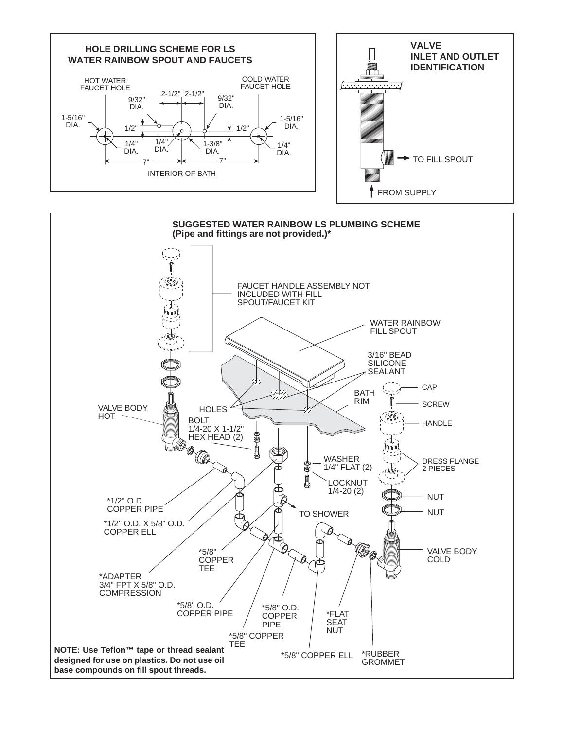## HOLE DRILLING SCHEME FOR LS WATER RAINBOW SPOUT AND FAUCETS

HOT WATER FAUCET HOLE

COLD WATER FAUCET HOLE

2-1/2" 2-1/2"

9/32" DIA.

9/32" DIA.

1-5/16" DIA.

1-5/16" DIA.

1/2"

1/2"

1/4" DIA.

1/4" DIA.

1-3/8" DIA.

1/4" DIA.

7"

7"

INTERIOR OF BATH

## VALVE INLET AND OUTLET IDENTIFICATION

TO FILL SPOUT

FROM SUPPLY

## SUGGESTED WATER RAINBOW LS PLUMBING SCHEME

**(Pipe and fittings are not provided.)***

FAUCET HANDLE ASSEMBLY NOT INCLUDED WITH FILL SPOUT/FAUCET KIT

WATER RAINBOW FILL SPOUT

3/16" BEAD SILICONE SEALANT

BATH RIM

CAP

SCREW

HANDLE

DRESS FLANGE 2 PIECES

NUT

NUT

VALVE BODY COLD

VALVE BODY HOT

HOLES

BOLT 1/4-20 X 1-1/2" HEX HEAD (2)

WASHER 1/4" FLAT (2)

LOCKNUT 1/4-20 (2)

TO SHOWER

*1/2" O.D. COPPER PIPE

*1/2" O.D. X 5/8" O.D. COPPER ELL

*5/8" COPPER TEE

*ADAPTER 3/4" FPT X 5/8" O.D. COMPRESSION

*5/8" O.D. COPPER PIPE

*5/8" O.D. COPPER PIPE

*5/8" COPPER TEE

*FLAT SEAT NUT

*5/8" COPPER ELL

*RUBBER GROMMET

**NOTE: Use Teflon™ tape or thread sealant designed for use on plastics. Do not use oil base compounds on fill spout threads.**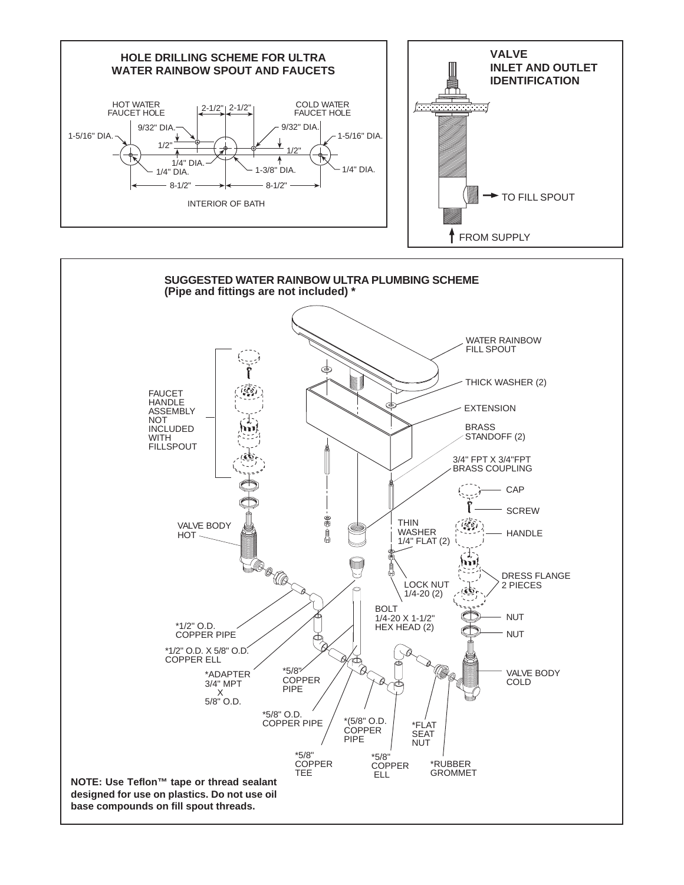## HOLE DRILLING SCHEME FOR ULTRA WATER RAINBOW SPOUT AND FAUCETS

HOT WATER FAUCET HOLE

COLD WATER FAUCET HOLE

1-5/16" DIA.

9/32" DIA.

1/2"

1/4" DIA.

1/4" DIA.

2-1/2"

2-1/2"

9/32" DIA.

1-5/16" DIA.

1/2"

1-3/8" DIA.

1/4" DIA.

8-1/2"

8-1/2"

INTERIOR OF BATH

## VALVE INLET AND OUTLET IDENTIFICATION

TO FILL SPOUT

FROM SUPPLY

## SUGGESTED WATER RAINBOW ULTRA PLUMBING SCHEME
**(Pipe and fittings are not included) ***

WATER RAINBOW FILL SPOUT

THICK WASHER (2)

EXTENSION

BRASS STANDOFF (2)

3/4" FPT X 3/4"FPT BRASS COUPLING

FAUCET HANDLE ASSEMBLY NOT INCLUDED WITH FILLSPOUT

CAP

SCREW

HANDLE

THIN WASHER 1/4" FLAT (2)

VALVE BODY HOT

DRESS FLANGE 2 PIECES

LOCK NUT 1/4-20 (2)

BOLT 1/4-20 X 1-1/2" HEX HEAD (2)

NUT

NUT

*1/2" O.D. COPPER PIPE

*1/2" O.D. X 5/8" O.D. COPPER ELL

*ADAPTER 3/4" MPT X 5/8" O.D.

*5/8" COPPER PIPE

VALVE BODY COLD

*5/8" O.D. COPPER PIPE

*(5/8" O.D. COPPER PIPE

*FLAT SEAT NUT

*5/8" COPPER TEE

*5/8" COPPER ELL

*RUBBER GROMMET

**NOTE: Use Teflon™ tape or thread sealant designed for use on plastics. Do not use oil base compounds on fill spout threads.**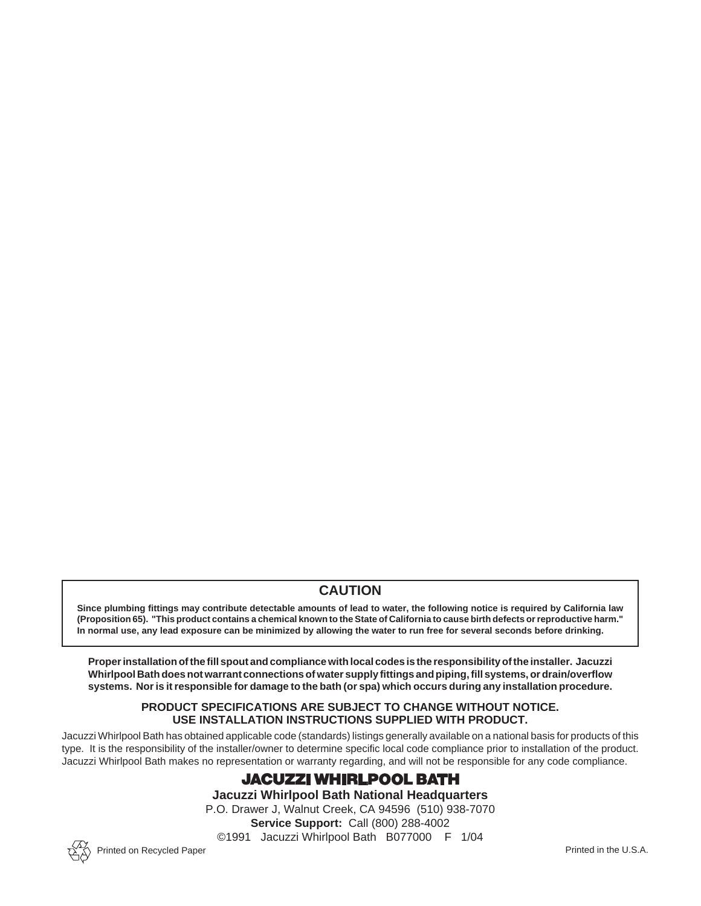## CAUTION

**Since plumbing fittings may contribute detectable amounts of lead to water, the following notice is required by California law (Proposition 65). "This product contains a chemical known to the State of California to cause birth defects or reproductive harm." In normal use, any lead exposure can be minimized by allowing the water to run free for several seconds before drinking.**

**Proper installation of the fill spout and compliance with local codes is the responsibility of the installer. Jacuzzi Whirlpool Bath does not warrant connections of water supply fittings and piping, fill systems, or drain/overflow systems. Nor is it responsible for damage to the bath (or spa) which occurs during any installation procedure.**

**PRODUCT SPECIFICATIONS ARE SUBJECT TO CHANGE WITHOUT NOTICE.**
**USE INSTALLATION INSTRUCTIONS SUPPLIED WITH PRODUCT.**

Jacuzzi Whirlpool Bath has obtained applicable code (standards) listings generally available on a national basis for products of this type. It is the responsibility of the installer/owner to determine specific local code compliance prior to installation of the product. Jacuzzi Whirlpool Bath makes no representation or warranty regarding, and will not be responsible for any code compliance.

**JACUZZI WHIRLPOOL BATH**

**Jacuzzi Whirlpool Bath National Headquarters**

P.O. Drawer J, Walnut Creek, CA 94596 (510) 938-7070

**Service Support:** Call (800) 288-4002

©1991 Jacuzzi Whirlpool Bath B077000 F 1/04

Printed on Recycled Paper

Printed in the U.S.A.